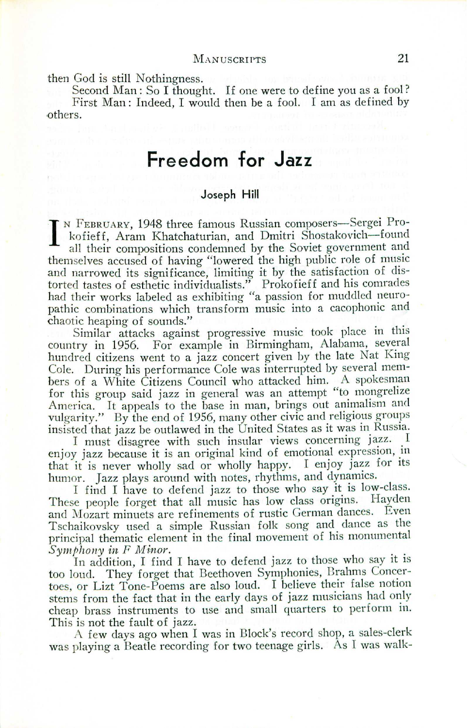then God is still Nothingness.

Second Man: So I thought. If one were to define you as a fool?

First Man: Indeed, I would then be a fool. I am as defined by others.

# Freedom for Jazz

### Joseph Hill

In February, 1948 three famous Russian composers—Sergei Prokofieff, Aram Khatchaturian, and Dmitri Shostakovich—found all their compositions condemned by the Soviet government and themselves accused of having "lowered the high public role of music and narrowed its significance, limiting it by the satisfaction of distorted tastes of esthetic individualists." Prokofieff and his comrades had their works labeled as exhibiting "a passion for muddled neuropathic combinations which transform music into a cacophonic and chaotic heaping of sounds."

Similar attacks against progressive music took place in this country in 1956. For example in Birmingham, Alabama, several hundred citizens went to a jazz concert given by the late Nat King Cole. During his performance Cole was interrupted by several members of a White Citizens Council who attacked him. A spokesman for this group said jazz in general was an attempt "to mongrelize America. It appeals to the base in man, brings out animalism and vulgarity." By the end of 1956, many other civic and religious groups insisted that jazz be outlawed in the United States as it was in Russia.

I must disagree with such insular views concerning jazz. I enjoy jazz because it is an original kind of emotional expression, in that it is never wholly sad or wholly happy. I enjoy jazz for its humor. Jazz plays around with notes, rhythms, and dynamics.

I find I have to defend jazz to those who say it is low-class. These people forget that all music has low class origins. Hayden and Mozart minuets are refinements of rustic German dances. Even Tschaikovsky used a simple Russian folk song and dance as the principal thematic element in the final movement of his monumental *Symphony in F Minor*.

In addition, I find I have to defend jazz to those who say it is too loud. They forget that Beethoven Symphonies, Brahms Concertoes, or Lizt Tone-Poems are also loud. I believe their false notion stems from the fact that in the early days of jazz musicians had only cheap brass instruments to use and small quarters to perform in. This is not the fault of jazz.

A few days ago when I was in Block's record shop, a sales-clerk was playing a Beatle recording for two teenage girls. As I was walk-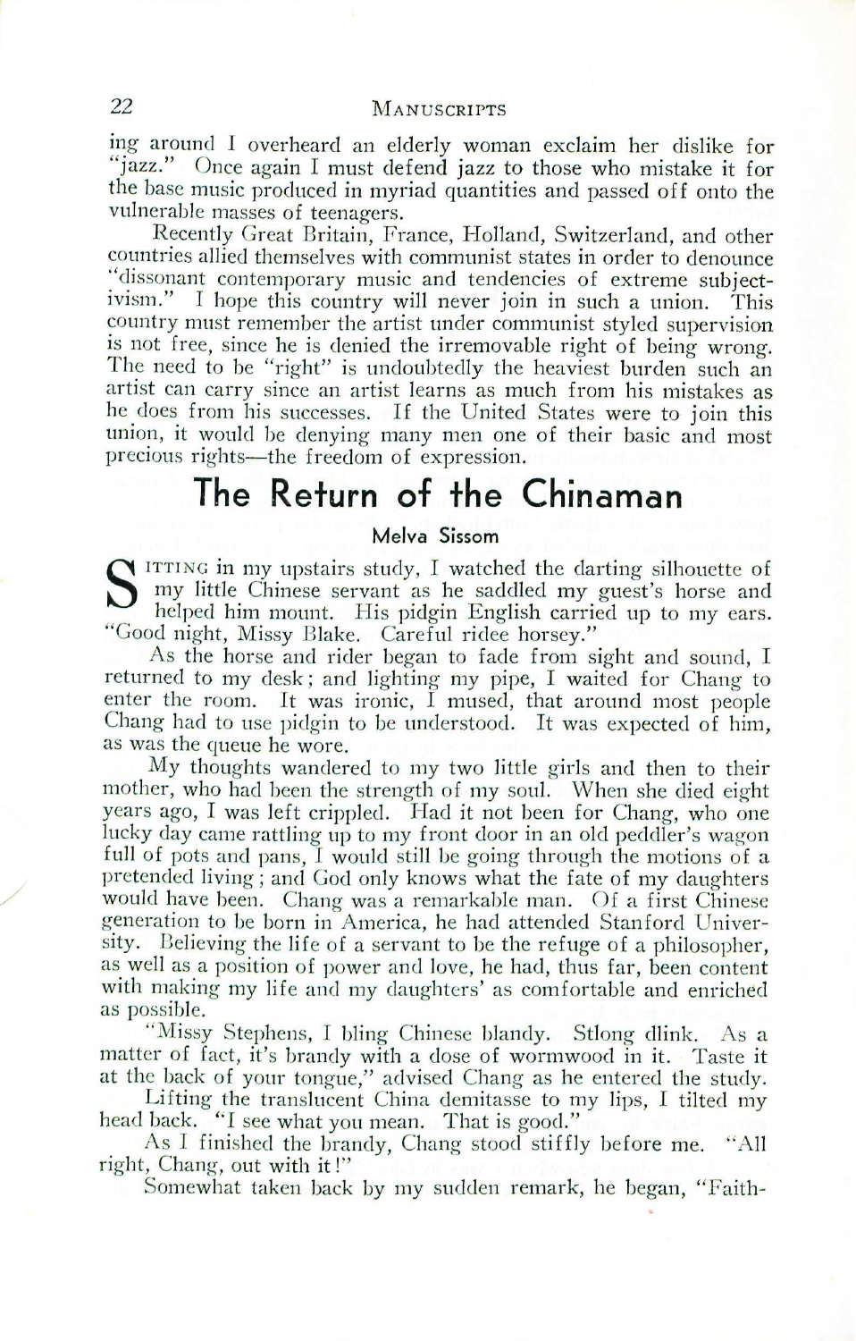ing around I overheard an elderly woman exclaim her dislike for "jazz." Once again I must defend jazz to those who mistake it for the base music produced in myriad quantities and passed off onto the vulnerable masses of teenagers.

Recently Great Britain, France, Holland, Switzerland, and other countries allied themselves with communist states in order to denounce "dissonant contemporary music and tendencies of extreme subjectivism." I hope this country will never join in such a union. This country must remember the artist under communist styled supervision is not free, since he is denied the irremovable right of being wrong. The need to be "right" is undoubtedly the heaviest burden such an artist can carry since an artist learns as much from his mistakes as he does from his successes. If the United States were to join this union, it would be denying many men one of their basic and most precious rights—the freedom of expression.

# The Return of the Chinaman

**Melva Sissom**

SITTING in my upstairs study, I watched the darting silhouette of my little Chinese servant as he saddled my guest's horse and helped him mount. His pidgin English carried up to my ears. "Good night, Missy Blake. Careful ridee horsey."

As the horse and rider began to fade from sight and sound, I returned to my desk; and lighting my pipe, I waited for Chang to enter the room. It was ironic, I mused, that around most people Chang had to use pidgin to be understood. It was expected of him, as was the queue he wore.

My thoughts wandered to my two little girls and then to their mother, who had been the strength of my soul. When she died eight years ago, I was left crippled. Had it not been for Chang, who one lucky day came rattling up to my front door in an old peddler's wagon full of pots and pans, I would still be going through the motions of a pretended living; and God only knows what the fate of my daughters would have been. Chang was a remarkable man. Of a first Chinese generation to be born in America, he had attended Stanford University. Believing the life of a servant to be the refuge of a philosopher, as well as a position of power and love, he had, thus far, been content with making my life and my daughters' as comfortable and enriched as possible.

"Missy Stephens, I bling Chinese blandy. Stlong dlink. As a matter of fact, it's brandy with a dose of wormwood in it. Taste it at the back of your tongue," advised Chang as he entered the study.

Lifting the translucent China demitasse to my lips, I tilted my head back. "I see what you mean. That is good."

As I finished the brandy, Chang stood stiffly before me. "All right, Chang, out with it!"

Somewhat taken back by my sudden remark, he began, "Faith-